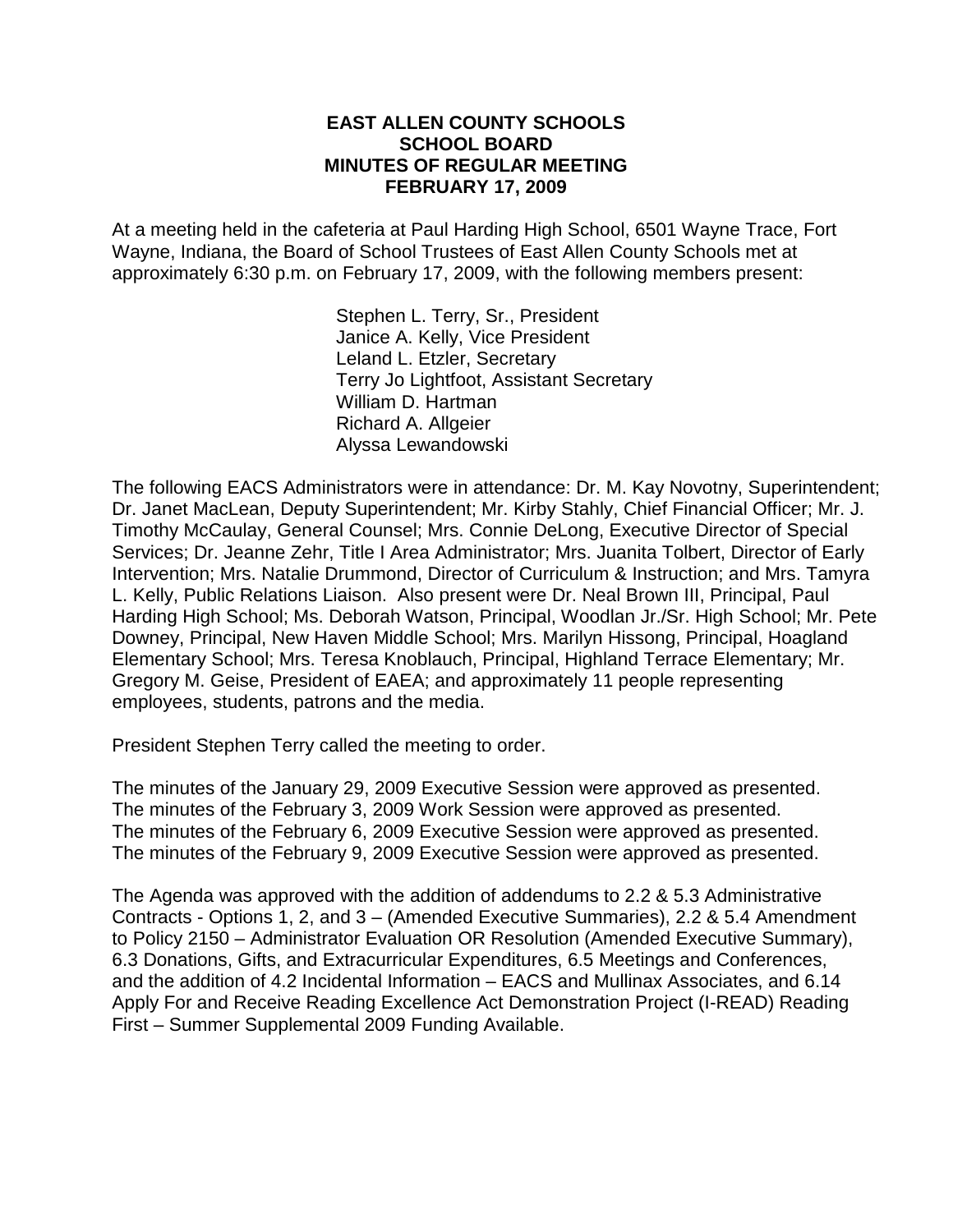**EAST ALLEN COUNTY SCHOOLS**
**SCHOOL BOARD**
**MINUTES OF REGULAR MEETING**
**FEBRUARY 17, 2009**

At a meeting held in the cafeteria at Paul Harding High School, 6501 Wayne Trace, Fort Wayne, Indiana, the Board of School Trustees of East Allen County Schools met at approximately 6:30 p.m. on February 17, 2009, with the following members present:

Stephen L. Terry, Sr., President
Janice A. Kelly, Vice President
Leland L. Etzler, Secretary
Terry Jo Lightfoot, Assistant Secretary
William D. Hartman
Richard A. Allgeier
Alyssa Lewandowski

The following EACS Administrators were in attendance: Dr. M. Kay Novotny, Superintendent; Dr. Janet MacLean, Deputy Superintendent; Mr. Kirby Stahly, Chief Financial Officer; Mr. J. Timothy McCaulay, General Counsel; Mrs. Connie DeLong, Executive Director of Special Services; Dr. Jeanne Zehr, Title I Area Administrator; Mrs. Juanita Tolbert, Director of Early Intervention; Mrs. Natalie Drummond, Director of Curriculum & Instruction; and Mrs. Tamyra L. Kelly, Public Relations Liaison. Also present were Dr. Neal Brown III, Principal, Paul Harding High School; Ms. Deborah Watson, Principal, Woodlan Jr./Sr. High School; Mr. Pete Downey, Principal, New Haven Middle School; Mrs. Marilyn Hissong, Principal, Hoagland Elementary School; Mrs. Teresa Knoblauch, Principal, Highland Terrace Elementary; Mr. Gregory M. Geise, President of EAEA; and approximately 11 people representing employees, students, patrons and the media.

President Stephen Terry called the meeting to order.

The minutes of the January 29, 2009 Executive Session were approved as presented.
The minutes of the February 3, 2009 Work Session were approved as presented.
The minutes of the February 6, 2009 Executive Session were approved as presented.
The minutes of the February 9, 2009 Executive Session were approved as presented.

The Agenda was approved with the addition of addendums to 2.2 & 5.3 Administrative Contracts - Options 1, 2, and 3 – (Amended Executive Summaries), 2.2 & 5.4 Amendment to Policy 2150 – Administrator Evaluation OR Resolution (Amended Executive Summary), 6.3 Donations, Gifts, and Extracurricular Expenditures, 6.5 Meetings and Conferences, and the addition of 4.2 Incidental Information – EACS and Mullinax Associates, and 6.14 Apply For and Receive Reading Excellence Act Demonstration Project (I-READ) Reading First – Summer Supplemental 2009 Funding Available.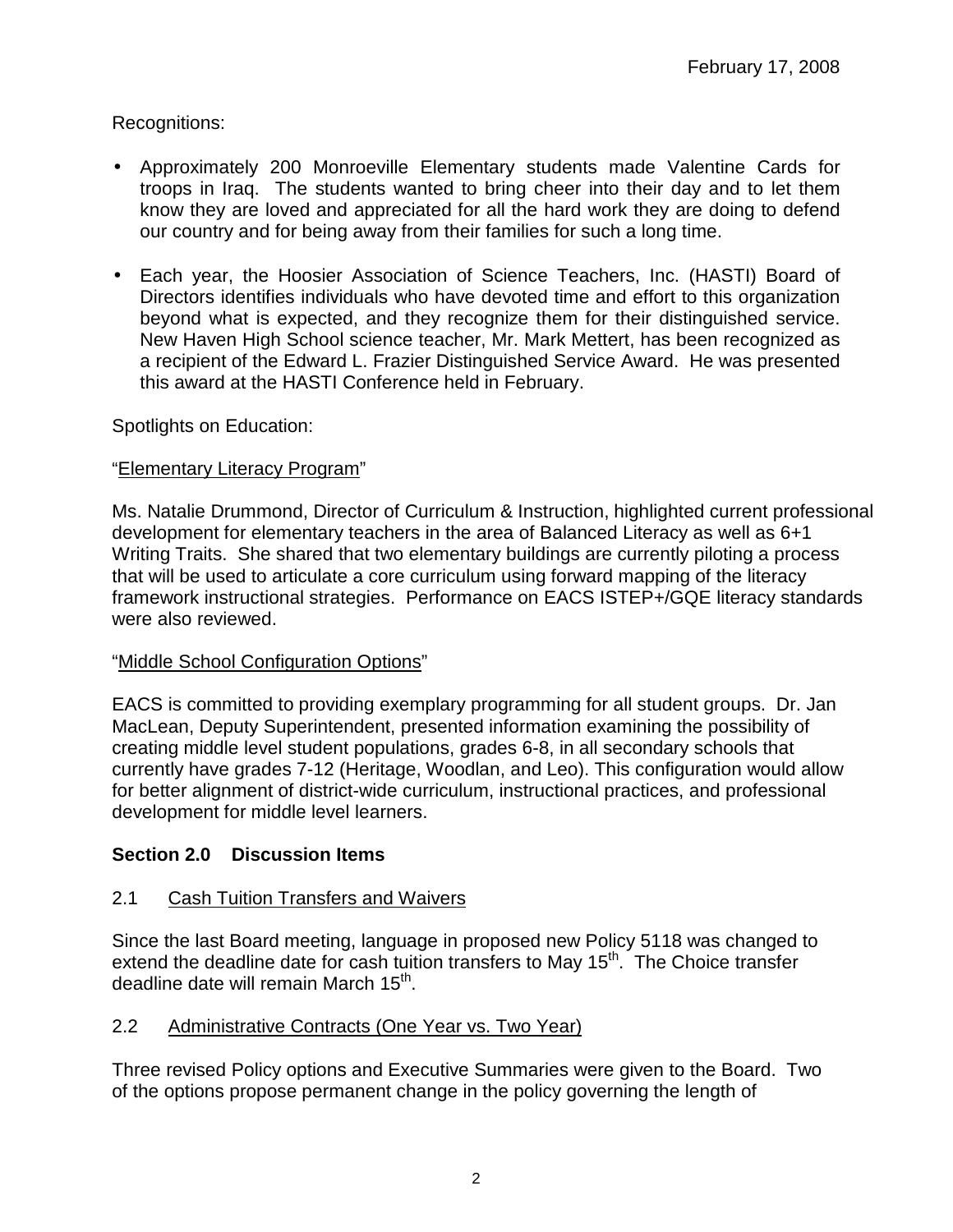February 17, 2008

Recognitions:

- Approximately 200 Monroeville Elementary students made Valentine Cards for troops in Iraq. The students wanted to bring cheer into their day and to let them know they are loved and appreciated for all the hard work they are doing to defend our country and for being away from their families for such a long time.
- Each year, the Hoosier Association of Science Teachers, Inc. (HASTI) Board of Directors identifies individuals who have devoted time and effort to this organization beyond what is expected, and they recognize them for their distinguished service. New Haven High School science teacher, Mr. Mark Mettert, has been recognized as a recipient of the Edward L. Frazier Distinguished Service Award. He was presented this award at the HASTI Conference held in February.

Spotlights on Education:

"Elementary Literacy Program"

Ms. Natalie Drummond, Director of Curriculum & Instruction, highlighted current professional development for elementary teachers in the area of Balanced Literacy as well as 6+1 Writing Traits. She shared that two elementary buildings are currently piloting a process that will be used to articulate a core curriculum using forward mapping of the literacy framework instructional strategies. Performance on EACS ISTEP+/GQE literacy standards were also reviewed.

"Middle School Configuration Options"

EACS is committed to providing exemplary programming for all student groups. Dr. Jan MacLean, Deputy Superintendent, presented information examining the possibility of creating middle level student populations, grades 6-8, in all secondary schools that currently have grades 7-12 (Heritage, Woodlan, and Leo). This configuration would allow for better alignment of district-wide curriculum, instructional practices, and professional development for middle level learners.

## Section 2.0 Discussion Items

### 2.1 Cash Tuition Transfers and Waivers

Since the last Board meeting, language in proposed new Policy 5118 was changed to extend the deadline date for cash tuition transfers to May 15th. The Choice transfer deadline date will remain March 15th.

### 2.2 Administrative Contracts (One Year vs. Two Year)

Three revised Policy options and Executive Summaries were given to the Board. Two of the options propose permanent change in the policy governing the length of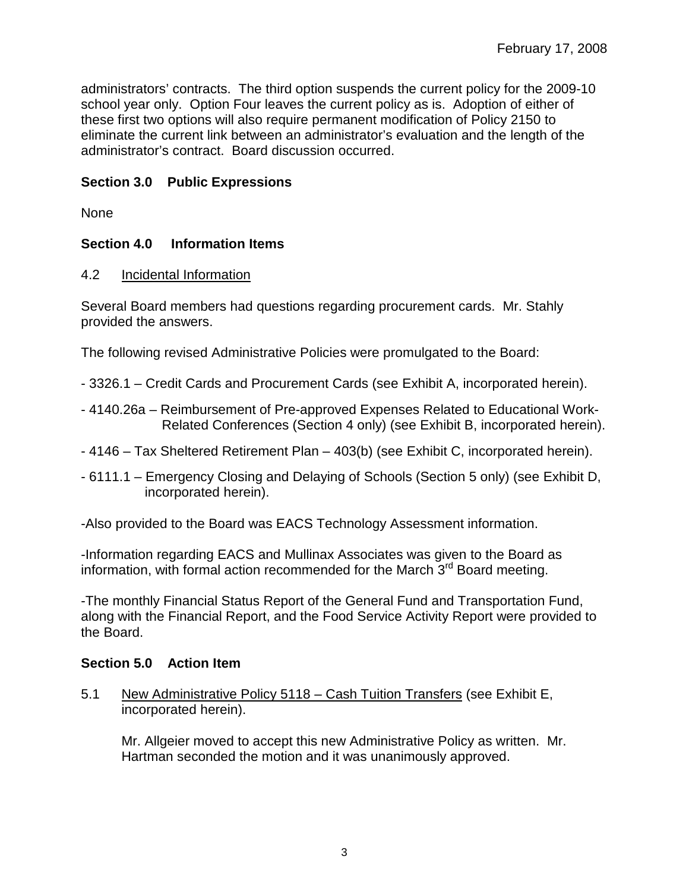administrators' contracts. The third option suspends the current policy for the 2009-10 school year only. Option Four leaves the current policy as is. Adoption of either of these first two options will also require permanent modification of Policy 2150 to eliminate the current link between an administrator's evaluation and the length of the administrator's contract. Board discussion occurred.

## Section 3.0 Public Expressions

None

## Section 4.0 Information Items

4.2 Incidental Information

Several Board members had questions regarding procurement cards. Mr. Stahly provided the answers.

The following revised Administrative Policies were promulgated to the Board:

- 3326.1 – Credit Cards and Procurement Cards (see Exhibit A, incorporated herein).
- 4140.26a – Reimbursement of Pre-approved Expenses Related to Educational Work-Related Conferences (Section 4 only) (see Exhibit B, incorporated herein).
- 4146 – Tax Sheltered Retirement Plan – 403(b) (see Exhibit C, incorporated herein).
- 6111.1 – Emergency Closing and Delaying of Schools (Section 5 only) (see Exhibit D, incorporated herein).

-Also provided to the Board was EACS Technology Assessment information.

-Information regarding EACS and Mullinax Associates was given to the Board as information, with formal action recommended for the March 3rd Board meeting.

-The monthly Financial Status Report of the General Fund and Transportation Fund, along with the Financial Report, and the Food Service Activity Report were provided to the Board.

## Section 5.0 Action Item

5.1 New Administrative Policy 5118 – Cash Tuition Transfers (see Exhibit E, incorporated herein).

Mr. Allgeier moved to accept this new Administrative Policy as written. Mr. Hartman seconded the motion and it was unanimously approved.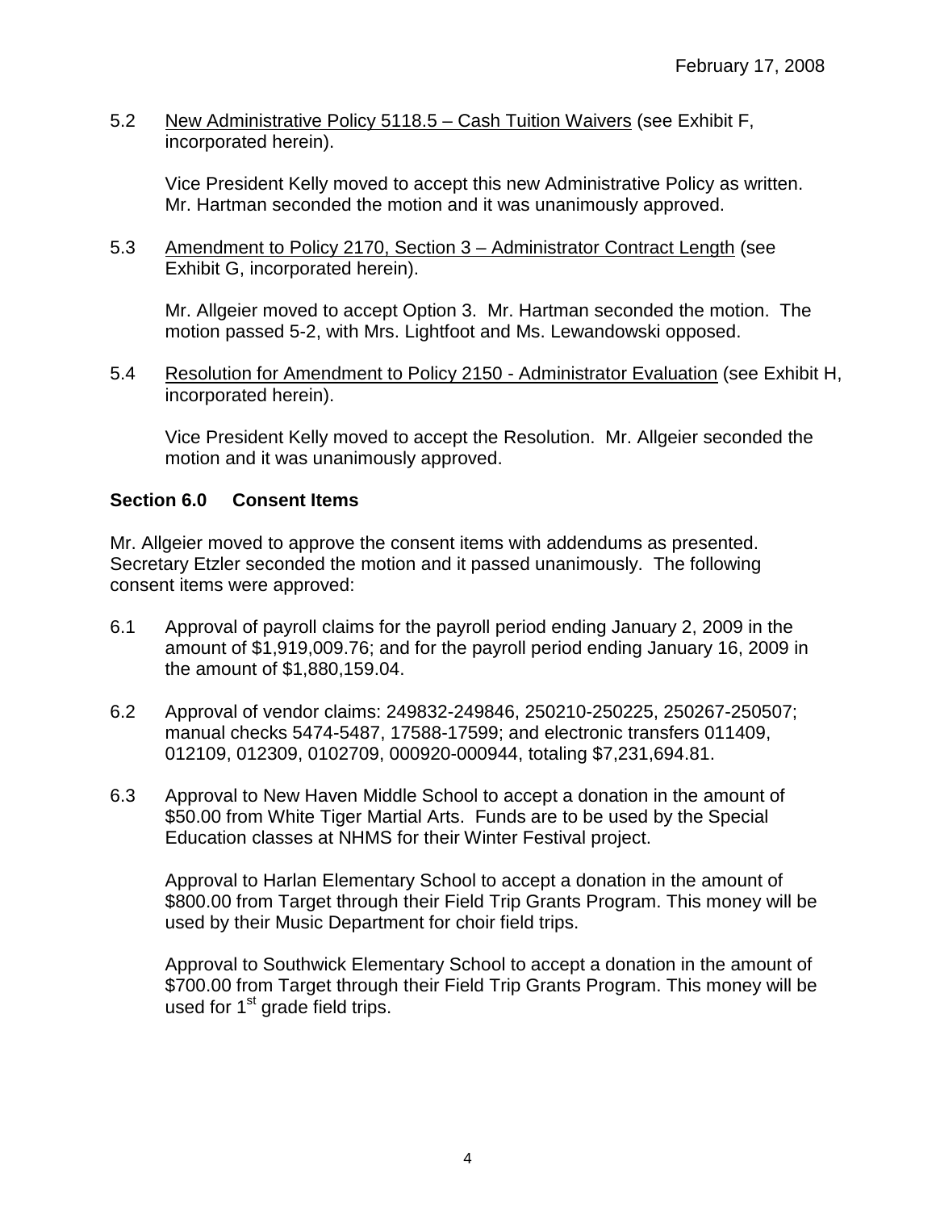February 17, 2008

5.2 New Administrative Policy 5118.5 – Cash Tuition Waivers (see Exhibit F, incorporated herein).

Vice President Kelly moved to accept this new Administrative Policy as written. Mr. Hartman seconded the motion and it was unanimously approved.

5.3 Amendment to Policy 2170, Section 3 – Administrator Contract Length (see Exhibit G, incorporated herein).

Mr. Allgeier moved to accept Option 3. Mr. Hartman seconded the motion. The motion passed 5-2, with Mrs. Lightfoot and Ms. Lewandowski opposed.

5.4 Resolution for Amendment to Policy 2150 - Administrator Evaluation (see Exhibit H, incorporated herein).

Vice President Kelly moved to accept the Resolution. Mr. Allgeier seconded the motion and it was unanimously approved.

**Section 6.0 Consent Items**

Mr. Allgeier moved to approve the consent items with addendums as presented. Secretary Etzler seconded the motion and it passed unanimously. The following consent items were approved:

6.1 Approval of payroll claims for the payroll period ending January 2, 2009 in the amount of $1,919,009.76; and for the payroll period ending January 16, 2009 in the amount of $1,880,159.04.

6.2 Approval of vendor claims: 249832-249846, 250210-250225, 250267-250507; manual checks 5474-5487, 17588-17599; and electronic transfers 011409, 012109, 012309, 0102709, 000920-000944, totaling $7,231,694.81.

6.3 Approval to New Haven Middle School to accept a donation in the amount of $50.00 from White Tiger Martial Arts. Funds are to be used by the Special Education classes at NHMS for their Winter Festival project.

Approval to Harlan Elementary School to accept a donation in the amount of $800.00 from Target through their Field Trip Grants Program. This money will be used by their Music Department for choir field trips.

Approval to Southwick Elementary School to accept a donation in the amount of $700.00 from Target through their Field Trip Grants Program. This money will be used for 1st grade field trips.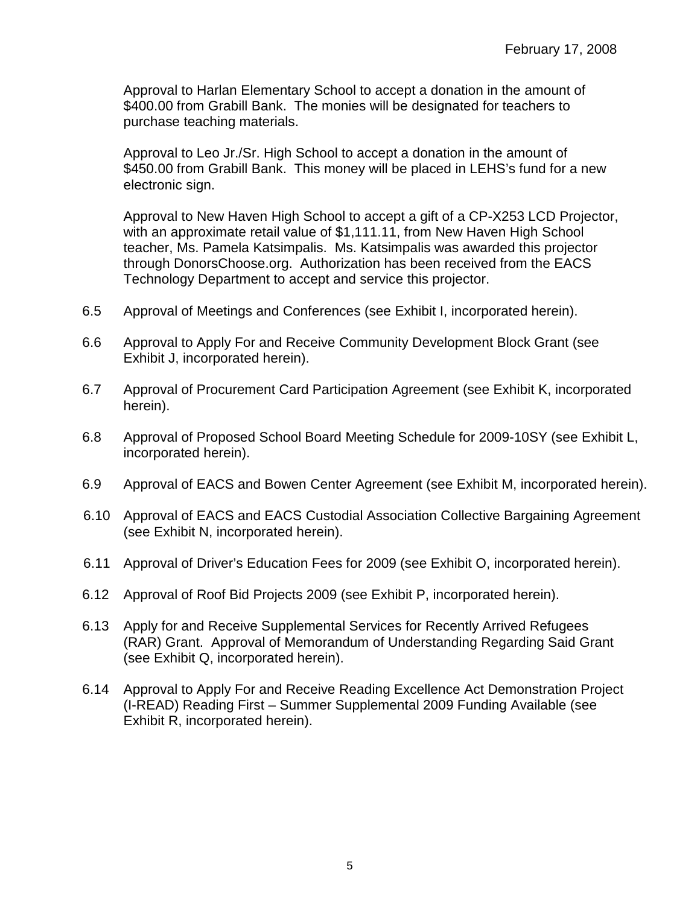February 17, 2008

Approval to Harlan Elementary School to accept a donation in the amount of $400.00 from Grabill Bank. The monies will be designated for teachers to purchase teaching materials.

Approval to Leo Jr./Sr. High School to accept a donation in the amount of $450.00 from Grabill Bank. This money will be placed in LEHS's fund for a new electronic sign.

Approval to New Haven High School to accept a gift of a CP-X253 LCD Projector, with an approximate retail value of $1,111.11, from New Haven High School teacher, Ms. Pamela Katsimpalis. Ms. Katsimpalis was awarded this projector through DonorsChoose.org. Authorization has been received from the EACS Technology Department to accept and service this projector.

6.5 Approval of Meetings and Conferences (see Exhibit I, incorporated herein).

6.6 Approval to Apply For and Receive Community Development Block Grant (see Exhibit J, incorporated herein).

6.7 Approval of Procurement Card Participation Agreement (see Exhibit K, incorporated herein).

6.8 Approval of Proposed School Board Meeting Schedule for 2009-10SY (see Exhibit L, incorporated herein).

6.9 Approval of EACS and Bowen Center Agreement (see Exhibit M, incorporated herein).

6.10 Approval of EACS and EACS Custodial Association Collective Bargaining Agreement (see Exhibit N, incorporated herein).

6.11 Approval of Driver's Education Fees for 2009 (see Exhibit O, incorporated herein).

6.12 Approval of Roof Bid Projects 2009 (see Exhibit P, incorporated herein).

6.13 Apply for and Receive Supplemental Services for Recently Arrived Refugees (RAR) Grant. Approval of Memorandum of Understanding Regarding Said Grant (see Exhibit Q, incorporated herein).

6.14 Approval to Apply For and Receive Reading Excellence Act Demonstration Project (I-READ) Reading First – Summer Supplemental 2009 Funding Available (see Exhibit R, incorporated herein).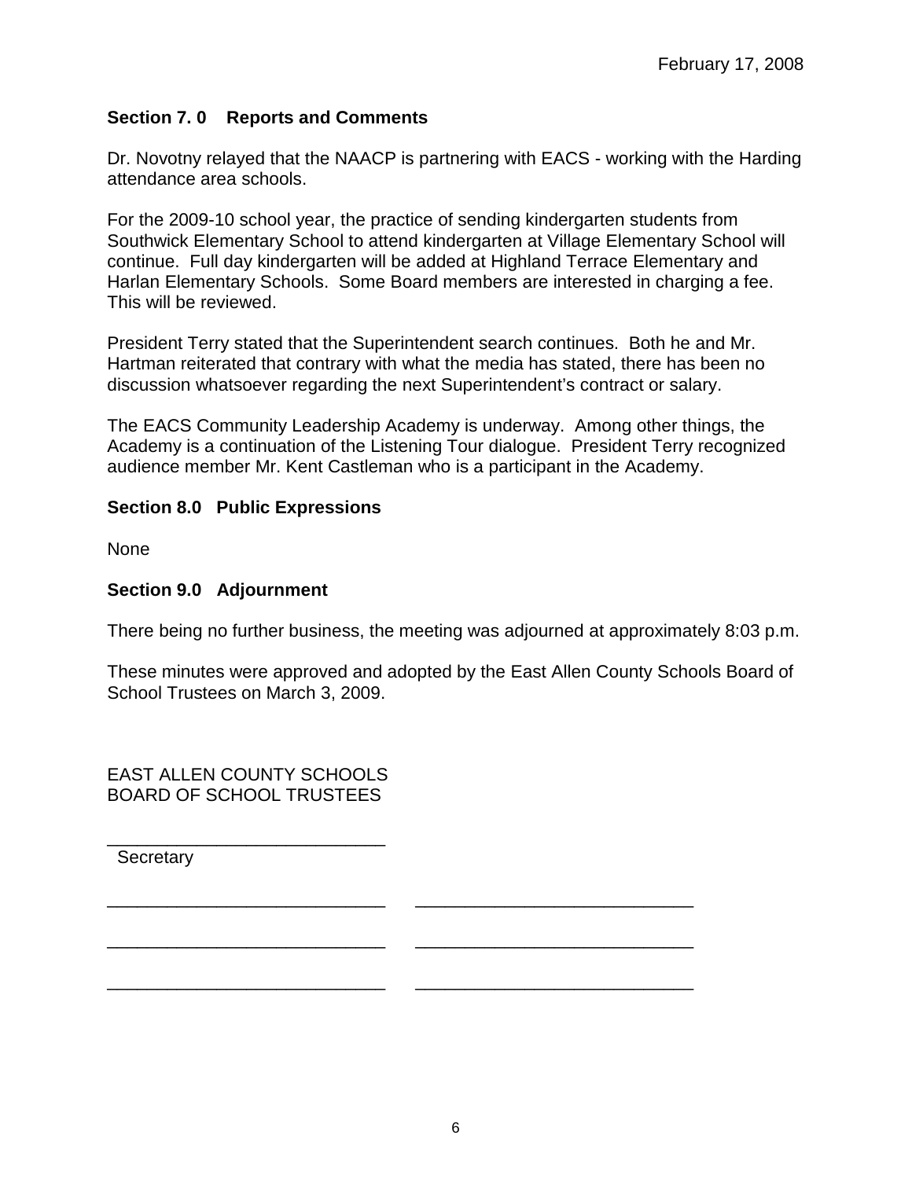February 17, 2008

**Section 7. 0 Reports and Comments**

Dr. Novotny relayed that the NAACP is partnering with EACS - working with the Harding attendance area schools.

For the 2009-10 school year, the practice of sending kindergarten students from Southwick Elementary School to attend kindergarten at Village Elementary School will continue. Full day kindergarten will be added at Highland Terrace Elementary and Harlan Elementary Schools. Some Board members are interested in charging a fee. This will be reviewed.

President Terry stated that the Superintendent search continues. Both he and Mr. Hartman reiterated that contrary with what the media has stated, there has been no discussion whatsoever regarding the next Superintendent's contract or salary.

The EACS Community Leadership Academy is underway. Among other things, the Academy is a continuation of the Listening Tour dialogue. President Terry recognized audience member Mr. Kent Castleman who is a participant in the Academy.

**Section 8.0 Public Expressions**

None

**Section 9.0 Adjournment**

There being no further business, the meeting was adjourned at approximately 8:03 p.m.

These minutes were approved and adopted by the East Allen County Schools Board of School Trustees on March 3, 2009.

EAST ALLEN COUNTY SCHOOLS
BOARD OF SCHOOL TRUSTEES

____________________________
Secretary

____________________________ ____________________________

____________________________ ____________________________

____________________________ ____________________________